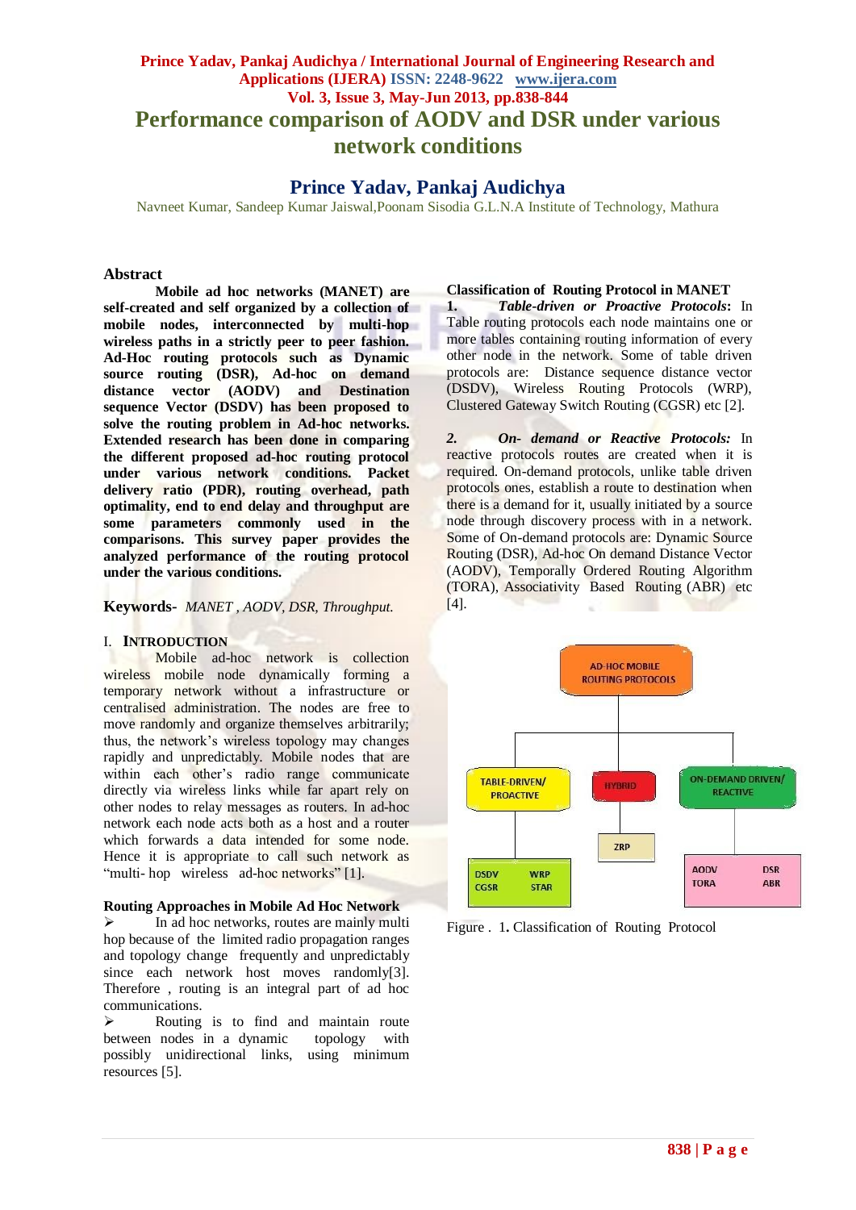# Performance comparison of AODV and DSR under various network conditions

## Prince Yadav, Pankaj Audichya

Navneet Kumar, Sandeep Kumar Jaiswal,Poonam Sisodia G.L.N.A Institute of Technology, Mathura

### Abstract

**Mobile ad hoc networks (MANET) are self-created and self organized by a collection of mobile nodes, interconnected by multi-hop wireless paths in a strictly peer to peer fashion. Ad-Hoc routing protocols such as Dynamic source routing (DSR), Ad-hoc on demand distance vector (AODV) and Destination sequence Vector (DSDV) has been proposed to solve the routing problem in Ad-hoc networks. Extended research has been done in comparing the different proposed ad-hoc routing protocol under various network conditions. Packet delivery ratio (PDR), routing overhead, path optimality, end to end delay and throughput are some parameters commonly used in the comparisons. This survey paper provides the analyzed performance of the routing protocol under the various conditions.**

**Keywords-** *MANET , AODV, DSR, Throughput.*

### I. INTRODUCTION

Mobile ad-hoc network is collection wireless mobile node dynamically forming a temporary network without a infrastructure or centralised administration. The nodes are free to move randomly and organize themselves arbitrarily; thus, the network's wireless topology may changes rapidly and unpredictably. Mobile nodes that are within each other's radio range communicate directly via wireless links while far apart rely on other nodes to relay messages as routers. In ad-hoc network each node acts both as a host and a router which forwards a data intended for some node. Hence it is appropriate to call such network as "multi- hop wireless ad-hoc networks" [1].

### Routing Approaches in Mobile Ad Hoc Network

- In ad hoc networks, routes are mainly multi hop because of the limited radio propagation ranges and topology change frequently and unpredictably since each network host moves randomly[3]. Therefore , routing is an integral part of ad hoc communications.
- Routing is to find and maintain route between nodes in a dynamic topology with possibly unidirectional links, using minimum resources [5].

### Classification of Routing Protocol in MANET

1. ***Table-driven or Proactive Protocols*****:** In Table routing protocols each node maintains one or more tables containing routing information of every other node in the network. Some of table driven protocols are: Distance sequence distance vector (DSDV), Wireless Routing Protocols (WRP), Clustered Gateway Switch Routing (CGSR) etc [2].

2. ***On- demand or Reactive Protocols:*** In reactive protocols routes are created when it is required. On-demand protocols, unlike table driven protocols ones, establish a route to destination when there is a demand for it, usually initiated by a source node through discovery process with in a network. Some of On-demand protocols are: Dynamic Source Routing (DSR), Ad-hoc On demand Distance Vector (AODV), Temporally Ordered Routing Algorithm (TORA), Associativity Based Routing (ABR) etc [4].

AD-HOC MOBILE ROUTING PROTOCOLS

- TABLE-DRIVEN/ PROACTIVE: DSDV, WRP, CGSR, STAR
- HYBRID: ZRP
- ON-DEMAND DRIVEN/ REACTIVE: AODV, DSR, TORA, ABR

Figure . 1. Classification of Routing Protocol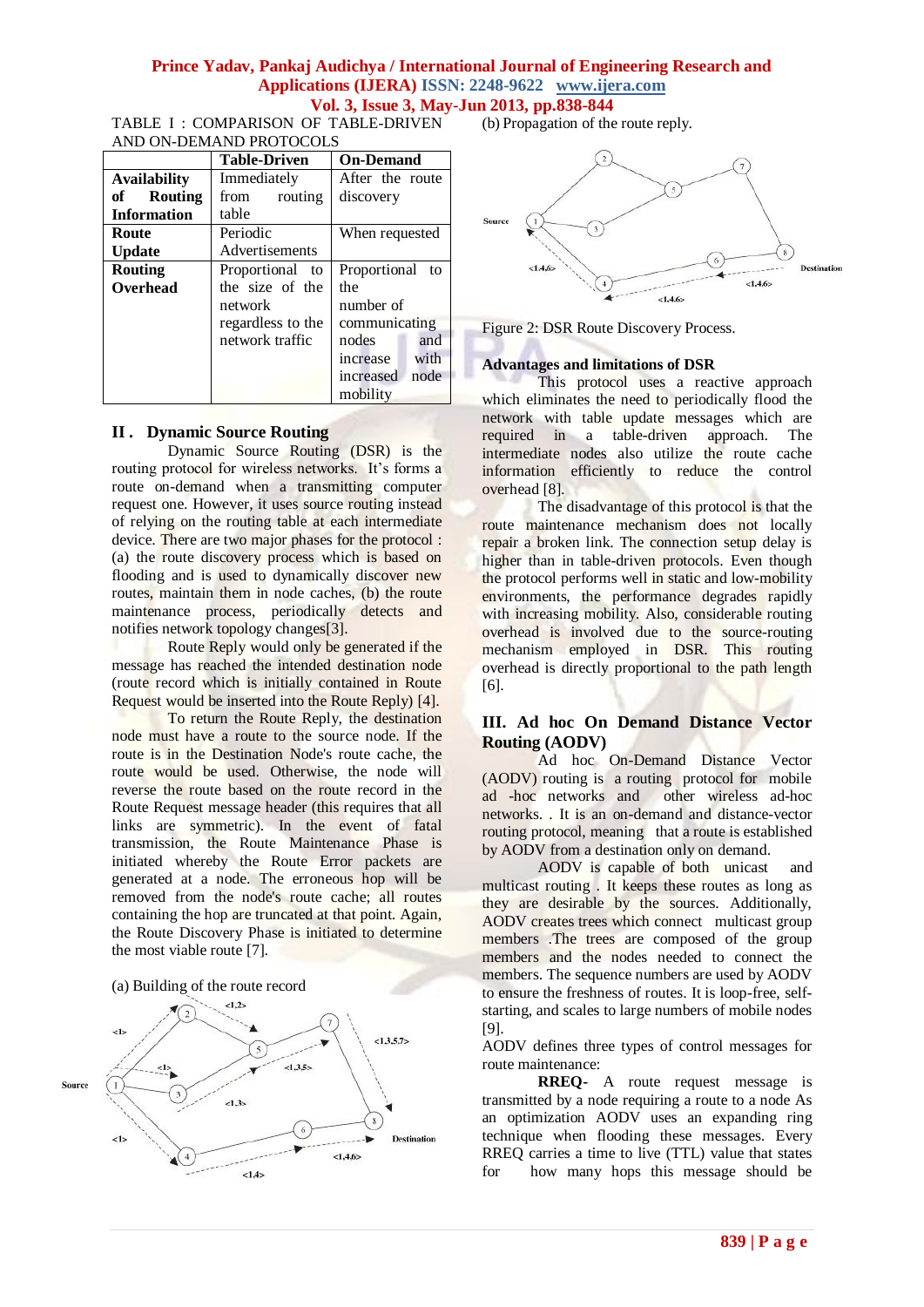TABLE I : COMPARISON OF TABLE-DRIVEN AND ON-DEMAND PROTOCOLS

| | Table-Driven | On-Demand |
|---|---|---|
| **Availability of Routing Information** | Immediately from routing table | After the route discovery |
| **Route Update** | Periodic Advertisements | When requested |
| **Routing Overhead** | Proportional to the size of the network regardless to the network traffic | Proportional to the number of communicating nodes and increase with increased node mobility |

## II . Dynamic Source Routing

Dynamic Source Routing (DSR) is the routing protocol for wireless networks. It's forms a route on-demand when a transmitting computer request one. However, it uses source routing instead of relying on the routing table at each intermediate device. There are two major phases for the protocol : (a) the route discovery process which is based on flooding and is used to dynamically discover new routes, maintain them in node caches, (b) the route maintenance process, periodically detects and notifies network topology changes[3].

Route Reply would only be generated if the message has reached the intended destination node (route record which is initially contained in Route Request would be inserted into the Route Reply) [4].

To return the Route Reply, the destination node must have a route to the source node. If the route is in the Destination Node's route cache, the route would be used. Otherwise, the node will reverse the route based on the route record in the Route Request message header (this requires that all links are symmetric). In the event of fatal transmission, the Route Maintenance Phase is initiated whereby the Route Error packets are generated at a node. The erroneous hop will be removed from the node's route cache; all routes containing the hop are truncated at that point. Again, the Route Discovery Phase is initiated to determine the most viable route [7].

(a) Building of the route record

Source
<1>
<1>
<1>
<1,2>
<1,3>
<1,3,5>
<1,3,5,7>
<1,4>
<1,4,6>
Destination

(b) Propagation of the route reply.

Source
<1,4,6>
<1,4,6>
<1,4,6>
Destination

Figure 2: DSR Route Discovery Process.

### Advantages and limitations of DSR

This protocol uses a reactive approach which eliminates the need to periodically flood the network with table update messages which are required in a table-driven approach. The intermediate nodes also utilize the route cache information efficiently to reduce the control overhead [8].

The disadvantage of this protocol is that the route maintenance mechanism does not locally repair a broken link. The connection setup delay is higher than in table-driven protocols. Even though the protocol performs well in static and low-mobility environments, the performance degrades rapidly with increasing mobility. Also, considerable routing overhead is involved due to the source-routing mechanism employed in DSR. This routing overhead is directly proportional to the path length [6].

## III. Ad hoc On Demand Distance Vector Routing (AODV)

Ad hoc On-Demand Distance Vector (AODV) routing is a routing protocol for mobile ad -hoc networks and other wireless ad-hoc networks. . It is an on-demand and distance-vector routing protocol, meaning that a route is established by AODV from a destination only on demand.

AODV is capable of both unicast and multicast routing . It keeps these routes as long as they are desirable by the sources. Additionally, AODV creates trees which connect multicast group members .The trees are composed of the group members and the nodes needed to connect the members. The sequence numbers are used by AODV to ensure the freshness of routes. It is loop-free, self-starting, and scales to large numbers of mobile nodes [9].

AODV defines three types of control messages for route maintenance:

**RREQ-** A route request message is transmitted by a node requiring a route to a node As an optimization AODV uses an expanding ring technique when flooding these messages. Every RREQ carries a time to live (TTL) value that states for how many hops this message should be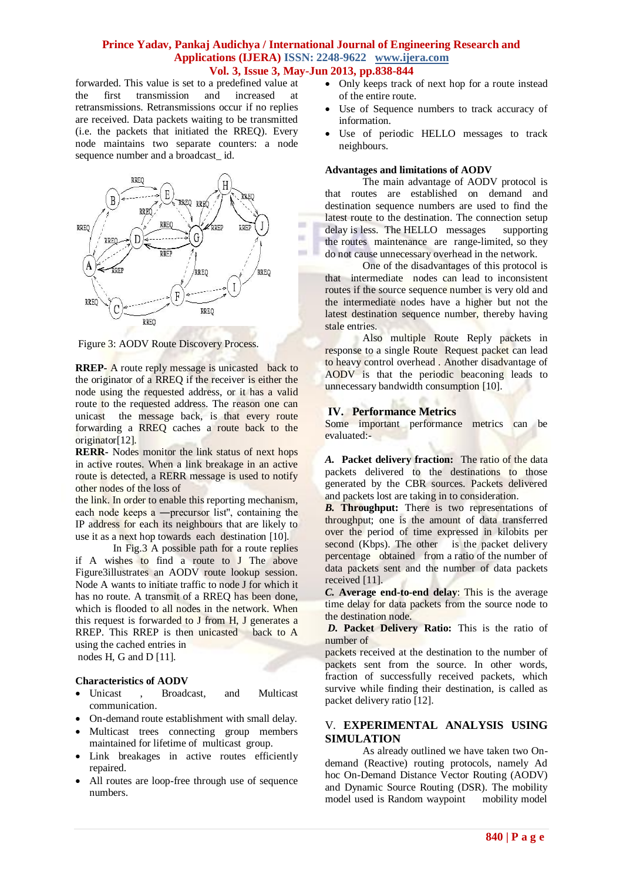forwarded. This value is set to a predefined value at the first transmission and increased at retransmissions. Retransmissions occur if no replies are received. Data packets waiting to be transmitted (i.e. the packets that initiated the RREQ). Every node maintains two separate counters: a node sequence number and a broadcast_ id.

Figure 3: AODV Route Discovery Process.

**RREP**- A route reply message is unicasted back to the originator of a RREQ if the receiver is either the node using the requested address, or it has a valid route to the requested address. The reason one can unicast the message back, is that every route forwarding a RREQ caches a route back to the originator[12].

**RERR**- Nodes monitor the link status of next hops in active routes. When a link breakage in an active route is detected, a RERR message is used to notify other nodes of the loss of
the link. In order to enable this reporting mechanism, each node keeps a ―precursor list", containing the IP address for each its neighbours that are likely to use it as a next hop towards each destination [10].

In Fig.3 A possible path for a route replies if A wishes to find a route to J The above Figure3illustrates an AODV route lookup session. Node A wants to initiate traffic to node J for which it has no route. A transmit of a RREQ has been done, which is flooded to all nodes in the network. When this request is forwarded to J from H, J generates a RREP. This RREP is then unicasted back to A using the cached entries in
nodes H, G and D [11].

**Characteristics of AODV**

- Unicast , Broadcast, and Multicast communication.
- On-demand route establishment with small delay.
- Multicast trees connecting group members maintained for lifetime of multicast group.
- Link breakages in active routes efficiently repaired.
- All routes are loop-free through use of sequence numbers.
- Only keeps track of next hop for a route instead of the entire route.
- Use of Sequence numbers to track accuracy of information.
- Use of periodic HELLO messages to track neighbours.

**Advantages and limitations of AODV**

The main advantage of AODV protocol is that routes are established on demand and destination sequence numbers are used to find the latest route to the destination. The connection setup delay is less. The HELLO messages supporting the routes maintenance are range-limited, so they do not cause unnecessary overhead in the network.

One of the disadvantages of this protocol is that intermediate nodes can lead to inconsistent routes if the source sequence number is very old and the intermediate nodes have a higher but not the latest destination sequence number, thereby having stale entries.

Also multiple Route Reply packets in response to a single Route Request packet can lead to heavy control overhead . Another disadvantage of AODV is that the periodic beaconing leads to unnecessary bandwidth consumption [10].

## IV. Performance Metrics

Some important performance metrics can be evaluated:-

***A.* Packet delivery fraction:** The ratio of the data packets delivered to the destinations to those generated by the CBR sources. Packets delivered and packets lost are taking in to consideration.

***B.* Throughput:** There is two representations of throughput; one is the amount of data transferred over the period of time expressed in kilobits per second (Kbps). The other is the packet delivery percentage obtained from a ratio of the number of data packets sent and the number of data packets received [11].

***C.* Average end-to-end delay**: This is the average time delay for data packets from the source node to the destination node.

***D.* Packet Delivery Ratio:** This is the ratio of number of
packets received at the destination to the number of packets sent from the source. In other words, fraction of successfully received packets, which survive while finding their destination, is called as packet delivery ratio [12].

## V. EXPERIMENTAL ANALYSIS USING SIMULATION

As already outlined we have taken two On-demand (Reactive) routing protocols, namely Ad hoc On-Demand Distance Vector Routing (AODV) and Dynamic Source Routing (DSR). The mobility model used is Random waypoint mobility model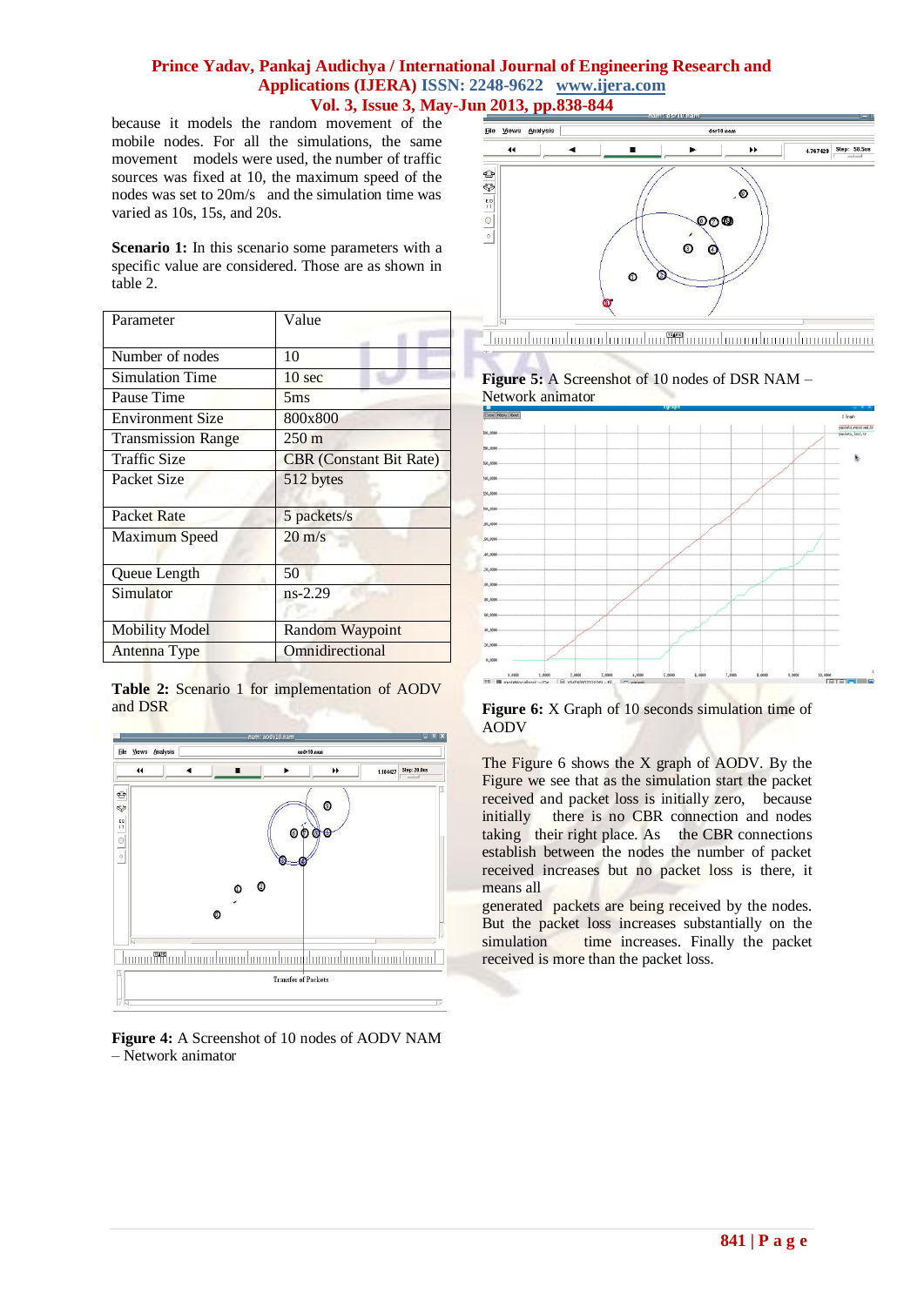because it models the random movement of the mobile nodes. For all the simulations, the same movement models were used, the number of traffic sources was fixed at 10, the maximum speed of the nodes was set to 20m/s and the simulation time was varied as 10s, 15s, and 20s.

**Scenario 1:** In this scenario some parameters with a specific value are considered. Those are as shown in table 2.

| Parameter | Value |
|---|---|
| Number of nodes | 10 |
| Simulation Time | 10 sec |
| Pause Time | 5ms |
| Environment Size | 800x800 |
| Transmission Range | 250 m |
| Traffic Size | CBR (Constant Bit Rate) |
| Packet Size | 512 bytes |
| Packet Rate | 5 packets/s |
| Maximum Speed | 20 m/s |
| Queue Length | 50 |
| Simulator | ns-2.29 |
| Mobility Model | Random Waypoint |
| Antenna Type | Omnidirectional |

**Table 2:** Scenario 1 for implementation of AODV and DSR

**Figure 4:** A Screenshot of 10 nodes of AODV NAM – Network animator

**Figure 5:** A Screenshot of 10 nodes of DSR NAM – Network animator

**Figure 6:** X Graph of 10 seconds simulation time of AODV

The Figure 6 shows the X graph of AODV. By the Figure we see that as the simulation start the packet received and packet loss is initially zero, because initially there is no CBR connection and nodes taking their right place. As the CBR connections establish between the nodes the number of packet received increases but no packet loss is there, it means all generated packets are being received by the nodes. But the packet loss increases substantially on the simulation time increases. Finally the packet received is more than the packet loss.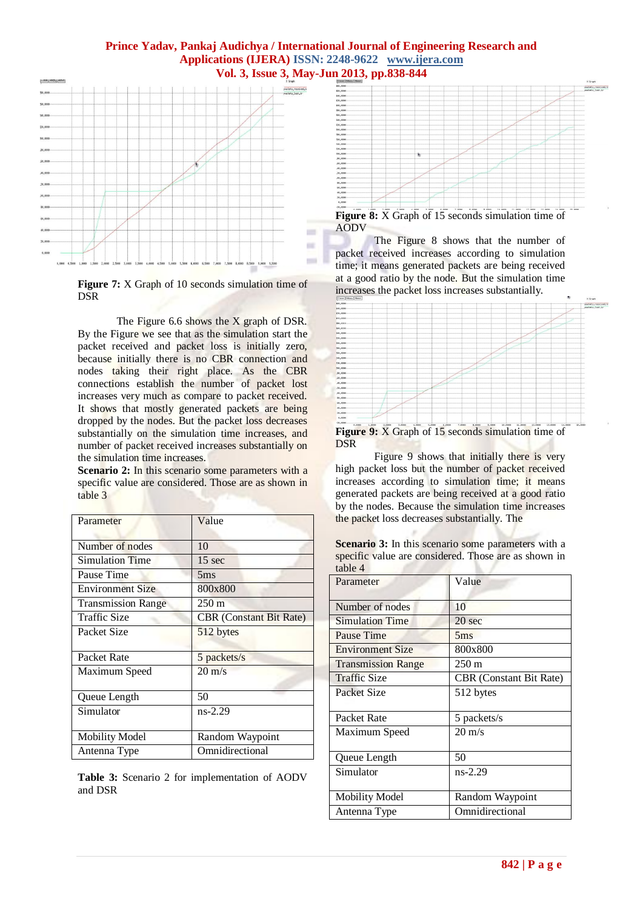**Figure 7:** X Graph of 10 seconds simulation time of DSR

The Figure 6.6 shows the X graph of DSR. By the Figure we see that as the simulation start the packet received and packet loss is initially zero, because initially there is no CBR connection and nodes taking their right place. As the CBR connections establish the number of packet lost increases very much as compare to packet received. It shows that mostly generated packets are being dropped by the nodes. But the packet loss decreases substantially on the simulation time increases, and number of packet received increases substantially on the simulation time increases.

**Scenario 2:** In this scenario some parameters with a specific value are considered. Those are as shown in table 3

| Parameter | Value |
|---|---|
| Number of nodes | 10 |
| Simulation Time | 15 sec |
| Pause Time | 5ms |
| Environment Size | 800x800 |
| Transmission Range | 250 m |
| Traffic Size | CBR (Constant Bit Rate) |
| Packet Size | 512 bytes |
| Packet Rate | 5 packets/s |
| Maximum Speed | 20 m/s |
| Queue Length | 50 |
| Simulator | ns-2.29 |
| Mobility Model | Random Waypoint |
| Antenna Type | Omnidirectional |

**Table 3:** Scenario 2 for implementation of AODV and DSR

**Figure 8:** X Graph of 15 seconds simulation time of AODV

The Figure 8 shows that the number of packet received increases according to simulation time; it means generated packets are being received at a good ratio by the node. But the simulation time increases the packet loss increases substantially.

**Figure 9:** X Graph of 15 seconds simulation time of DSR

Figure 9 shows that initially there is very high packet loss but the number of packet received increases according to simulation time; it means generated packets are being received at a good ratio by the nodes. Because the simulation time increases the packet loss decreases substantially. The

**Scenario 3:** In this scenario some parameters with a specific value are considered. Those are as shown in table 4

| Parameter | Value |
|---|---|
| Number of nodes | 10 |
| Simulation Time | 20 sec |
| Pause Time | 5ms |
| Environment Size | 800x800 |
| Transmission Range | 250 m |
| Traffic Size | CBR (Constant Bit Rate) |
| Packet Size | 512 bytes |
| Packet Rate | 5 packets/s |
| Maximum Speed | 20 m/s |
| Queue Length | 50 |
| Simulator | ns-2.29 |
| Mobility Model | Random Waypoint |
| Antenna Type | Omnidirectional |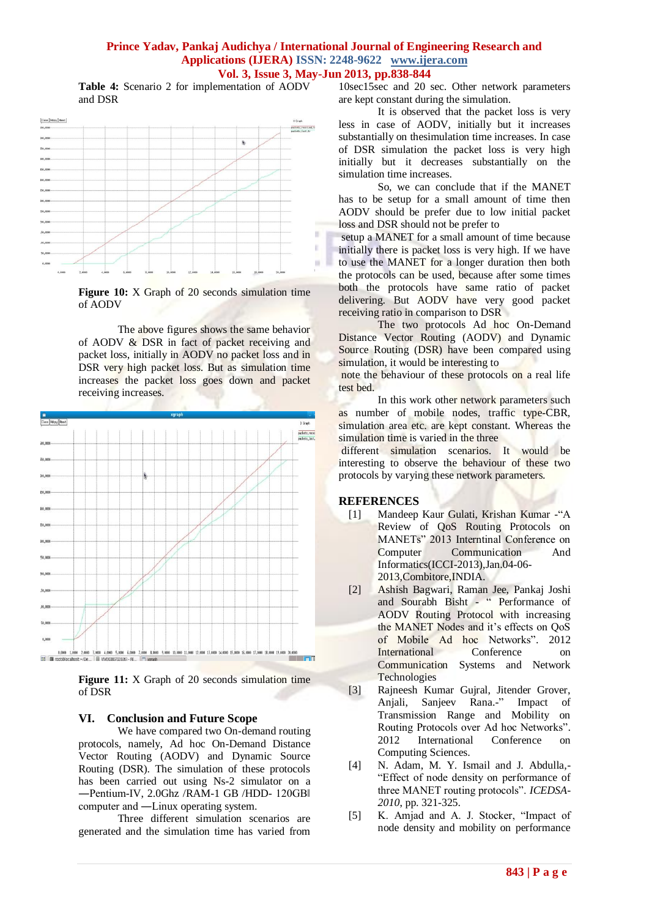**Table 4:** Scenario 2 for implementation of AODV and DSR

**Figure 10:** X Graph of 20 seconds simulation time of AODV

The above figures shows the same behavior of AODV & DSR in fact of packet receiving and packet loss, initially in AODV no packet loss and in DSR very high packet loss. But as simulation time increases the packet loss goes down and packet receiving increases.

**Figure 11:** X Graph of 20 seconds simulation time of DSR

## VI. Conclusion and Future Scope

We have compared two On-demand routing protocols, namely, Ad hoc On-Demand Distance Vector Routing (AODV) and Dynamic Source Routing (DSR). The simulation of these protocols has been carried out using Ns-2 simulator on a ―Pentium-IV, 2.0Ghz /RAM-1 GB /HDD- 120GB‖ computer and ―Linux operating system.

Three different simulation scenarios are generated and the simulation time has varied from 10sec15sec and 20 sec. Other network parameters are kept constant during the simulation.

It is observed that the packet loss is very less in case of AODV, initially but it increases substantially on thesimulation time increases. In case of DSR simulation the packet loss is very high initially but it decreases substantially on the simulation time increases.

So, we can conclude that if the MANET has to be setup for a small amount of time then AODV should be prefer due to low initial packet loss and DSR should not be prefer to setup a MANET for a small amount of time because initially there is packet loss is very high. If we have to use the MANET for a longer duration then both the protocols can be used, because after some times both the protocols have same ratio of packet delivering. But AODV have very good packet receiving ratio in comparison to DSR

The two protocols Ad hoc On-Demand Distance Vector Routing (AODV) and Dynamic Source Routing (DSR) have been compared using simulation, it would be interesting to note the behaviour of these protocols on a real life test bed.

In this work other network parameters such as number of mobile nodes, traffic type-CBR, simulation area etc. are kept constant. Whereas the simulation time is varied in the three different simulation scenarios. It would be interesting to observe the behaviour of these two protocols by varying these network parameters.

## REFERENCES

[1] Mandeep Kaur Gulati, Krishan Kumar -"A Review of QoS Routing Protocols on MANETs" 2013 Interntinal Conference on Computer Communication And Informatics(ICCI-2013),Jan.04-06-2013,Combitore,INDIA.

[2] Ashish Bagwari, Raman Jee, Pankaj Joshi and Sourabh Bisht - " Performance of AODV Routing Protocol with increasing the MANET Nodes and it's effects on QoS of Mobile Ad hoc Networks". 2012 International Conference on Communication Systems and Network Technologies

[3] Rajneesh Kumar Gujral, Jitender Grover, Anjali, Sanjeev Rana.-" Impact of Transmission Range and Mobility on Routing Protocols over Ad hoc Networks". 2012 International Conference on Computing Sciences.

[4] N. Adam, M. Y. Ismail and J. Abdulla,- "Effect of node density on performance of three MANET routing protocols". *ICEDSA-2010*, pp. 321-325.

[5] K. Amjad and A. J. Stocker, "Impact of node density and mobility on performance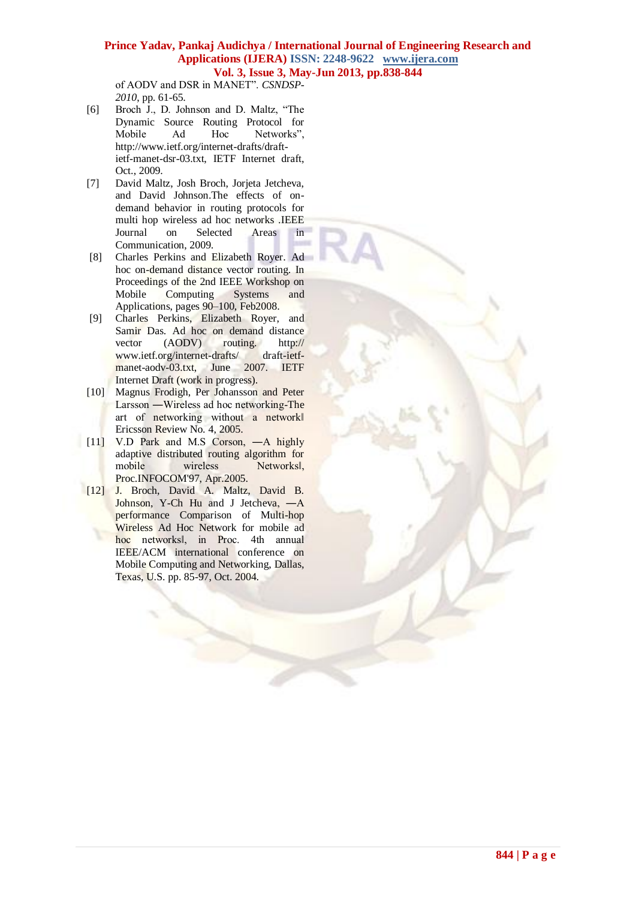of AODV and DSR in MANET". *CSNDSP-2010*, pp. 61-65.

[6] Broch J., D. Johnson and D. Maltz, "The Dynamic Source Routing Protocol for Mobile Ad Hoc Networks", http://www.ietf.org/internet-drafts/draft-ietf-manet-dsr-03.txt, IETF Internet draft, Oct., 2009.

[7] David Maltz, Josh Broch, Jorjeta Jetcheva, and David Johnson.The effects of on-demand behavior in routing protocols for multi hop wireless ad hoc networks .IEEE Journal on Selected Areas in Communication, 2009.

[8] Charles Perkins and Elizabeth Royer. Ad hoc on-demand distance vector routing. In Proceedings of the 2nd IEEE Workshop on Mobile Computing Systems and Applications, pages 90–100, Feb2008.

[9] Charles Perkins, Elizabeth Royer, and Samir Das. Ad hoc on demand distance vector (AODV) routing. http:// www.ietf.org/internet-drafts/ draft-ietf-manet-aodv-03.txt, June 2007. IETF Internet Draft (work in progress).

[10] Magnus Frodigh, Per Johansson and Peter Larsson ―Wireless ad hoc networking-The art of networking without a network‖ Ericsson Review No. 4, 2005.

[11] V.D Park and M.S Corson, ―A highly adaptive distributed routing algorithm for mobile wireless Networks‖, Proc.INFOCOM'97, Apr.2005.

[12] J. Broch, David A. Maltz, David B. Johnson, Y-Ch Hu and J Jetcheva, ―A performance Comparison of Multi-hop Wireless Ad Hoc Network for mobile ad hoc networks‖, in Proc. 4th annual IEEE/ACM international conference on Mobile Computing and Networking, Dallas, Texas, U.S. pp. 85-97, Oct. 2004.